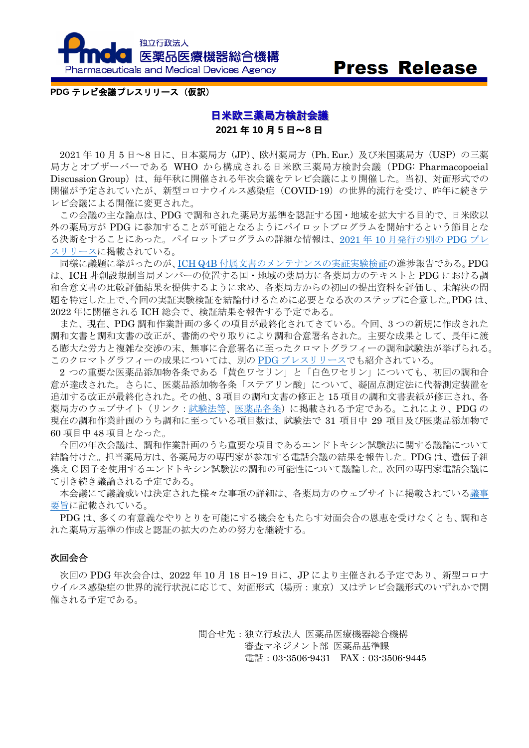**PDG テレビ会議プレスリリース（仮訳）**

# 日米欧三薬局方検討会議

**2021 年 10 月 5 日～8 日**

2021 年 10 月 5 日～8 日に、日本薬局方（JP）、欧州薬局方（Ph. Eur.）及び米国薬局方（USP）の三薬局方とオブザーバーである WHO から構成される日米欧三薬局方検討会議（PDG: Pharmacopoeial Discussion Group）は、毎年秋に開催される年次会議をテレビ会議により開催した。当初、対面形式での開催が予定されていたが、新型コロナウイルス感染症（COVID-19）の世界的流行を受け、昨年に続きテレビ会議による開催に変更された。

この会議の主な論点は、PDG で調和された薬局方基準を認証する国・地域を拡大する目的で、日米欧以外の薬局方が PDG に参加することが可能となるようにパイロットプログラムを開始するという節目となる決断をすることにあった。パイロットプログラムの詳細な情報は、2021 年 10 月発行の別の PDG プレスリリースに掲載されている。

同様に議題に挙がったのが、ICH Q4B 付属文書のメンテナンスの実証実験検証の進捗報告である。PDG は、ICH 非創設規制当局メンバーの位置する国・地域の薬局方に各薬局方のテキストと PDG における調和合意文書の比較評価結果を提供するように求め、各薬局方からの初回の提出資料を評価し、未解決の問題を特定した上で、今回の実証実験検証を結論付けるために必要となる次のステップに合意した。PDG は、2022 年に開催される ICH 総会で、検証結果を報告する予定である。

また、現在、PDG 調和作業計画の多くの項目が最終化されてきている。今回、3 つの新規に作成された調和文書と調和文書の改正が、書簡のやり取りにより調和合意署名された。主要な成果として、長年に渡る膨大な労力と複雑な交渉の末、無事に合意署名に至ったクロマトグラフィーの調和試験法が挙げられる。このクロマトグラフィーの成果については、別の PDG プレスリリースでも紹介されている。

2 つの重要な医薬品添加物各条である「黄色ワセリン」と「白色ワセリン」についても、初回の調和合意が達成された。さらに、医薬品添加物各条「ステアリン酸」について、凝固点測定法に代替測定装置を追加する改正が最終化された。その他、3 項目の調和文書の修正と 15 項目の調和文書表紙が修正され、各薬局方のウェブサイト（リンク：試験法等、医薬品各条）に掲載される予定である。これにより、PDG の現在の調和作業計画のうち調和に至っている項目数は、試験法で 31 項目中 29 項目及び医薬品添加物で 60 項目中 48 項目となった。

今回の年次会議は、調和作業計画のうち重要な項目であるエンドトキシン試験法に関する議論について結論付けた。担当薬局方は、各薬局方の専門家が参加する電話会議の結果を報告した。PDG は、遺伝子組換え C 因子を使用するエンドトキシン試験法の調和の可能性について議論した。次回の専門家電話会議にて引き続き議論される予定である。

本会議にて議論或いは決定された様々な事項の詳細は、各薬局方のウェブサイトに掲載されている議事要旨に記載されている。

PDG は、多くの有意義なやりとりを可能にする機会をもたらす対面会合の恩恵を受けなくとも、調和された薬局方基準の作成と認証の拡大のための努力を継続する。

## 次回会合

次回の PDG 年次会合は、2022 年 10 月 18 日~19 日に、JP により主催される予定であり、新型コロナウイルス感染症の世界的流行状況に応じて、対面形式（場所：東京）又はテレビ会議形式のいずれかで開催される予定である。

問合せ先：独立行政法人 医薬品医療機器総合機構
審査マネジメント部 医薬品基準課
電話：03-3506-9431　FAX：03-3506-9445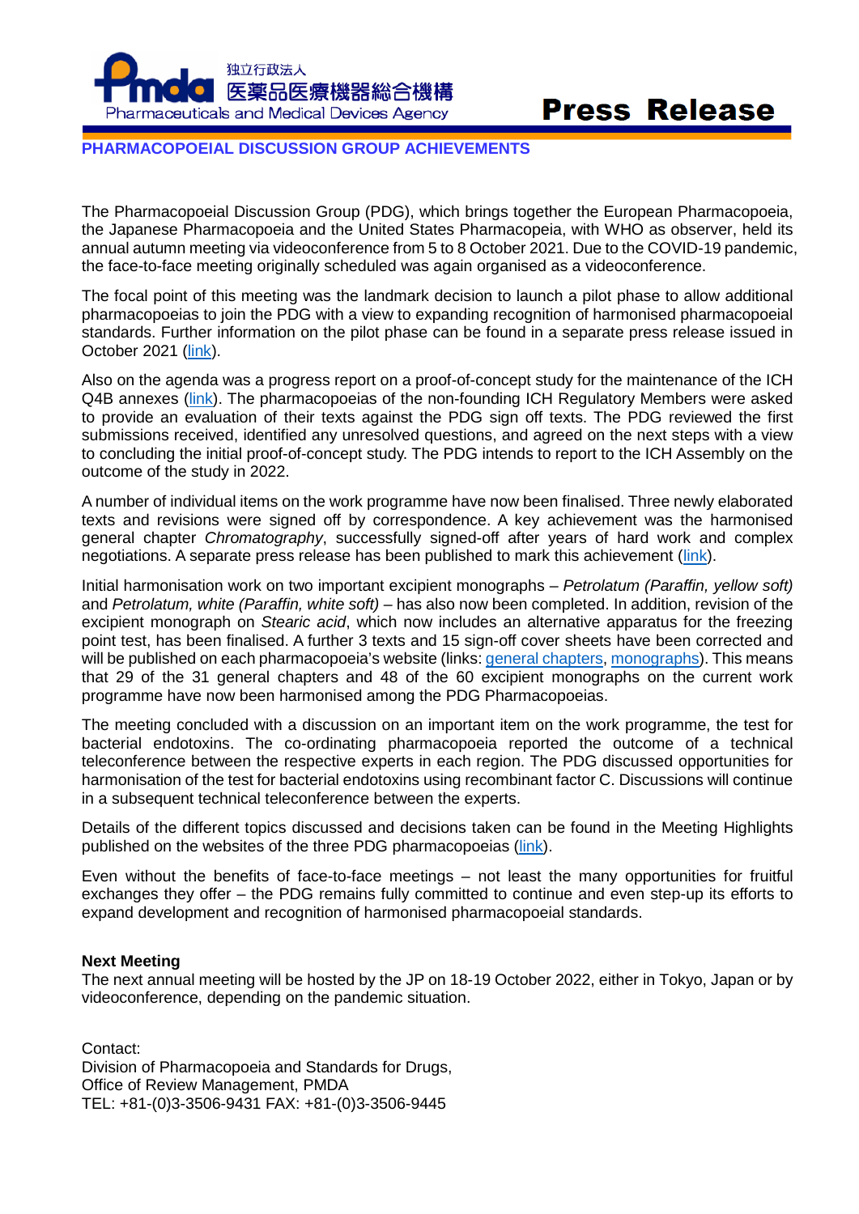**PHARMACOPOEIAL DISCUSSION GROUP ACHIEVEMENTS**

The Pharmacopoeial Discussion Group (PDG), which brings together the European Pharmacopoeia, the Japanese Pharmacopoeia and the United States Pharmacopeia, with WHO as observer, held its annual autumn meeting via videoconference from 5 to 8 October 2021. Due to the COVID-19 pandemic, the face-to-face meeting originally scheduled was again organised as a videoconference.

The focal point of this meeting was the landmark decision to launch a pilot phase to allow additional pharmacopoeias to join the PDG with a view to expanding recognition of harmonised pharmacopoeial standards. Further information on the pilot phase can be found in a separate press release issued in October 2021 (link).

Also on the agenda was a progress report on a proof-of-concept study for the maintenance of the ICH Q4B annexes (link). The pharmacopoeias of the non-founding ICH Regulatory Members were asked to provide an evaluation of their texts against the PDG sign off texts. The PDG reviewed the first submissions received, identified any unresolved questions, and agreed on the next steps with a view to concluding the initial proof-of-concept study. The PDG intends to report to the ICH Assembly on the outcome of the study in 2022.

A number of individual items on the work programme have now been finalised. Three newly elaborated texts and revisions were signed off by correspondence. A key achievement was the harmonised general chapter *Chromatography*, successfully signed-off after years of hard work and complex negotiations. A separate press release has been published to mark this achievement (link).

Initial harmonisation work on two important excipient monographs – *Petrolatum (Paraffin, yellow soft)* and *Petrolatum, white (Paraffin, white soft)* – has also now been completed. In addition, revision of the excipient monograph on *Stearic acid*, which now includes an alternative apparatus for the freezing point test, has been finalised. A further 3 texts and 15 sign-off cover sheets have been corrected and will be published on each pharmacopoeia's website (links: general chapters, monographs). This means that 29 of the 31 general chapters and 48 of the 60 excipient monographs on the current work programme have now been harmonised among the PDG Pharmacopoeias.

The meeting concluded with a discussion on an important item on the work programme, the test for bacterial endotoxins. The co-ordinating pharmacopoeia reported the outcome of a technical teleconference between the respective experts in each region. The PDG discussed opportunities for harmonisation of the test for bacterial endotoxins using recombinant factor C. Discussions will continue in a subsequent technical teleconference between the experts.

Details of the different topics discussed and decisions taken can be found in the Meeting Highlights published on the websites of the three PDG pharmacopoeias (link).

Even without the benefits of face-to-face meetings – not least the many opportunities for fruitful exchanges they offer – the PDG remains fully committed to continue and even step-up its efforts to expand development and recognition of harmonised pharmacopoeial standards.

**Next Meeting**

The next annual meeting will be hosted by the JP on 18-19 October 2022, either in Tokyo, Japan or by videoconference, depending on the pandemic situation.

Contact:
Division of Pharmacopoeia and Standards for Drugs,
Office of Review Management, PMDA
TEL: +81-(0)3-3506-9431 FAX: +81-(0)3-3506-9445